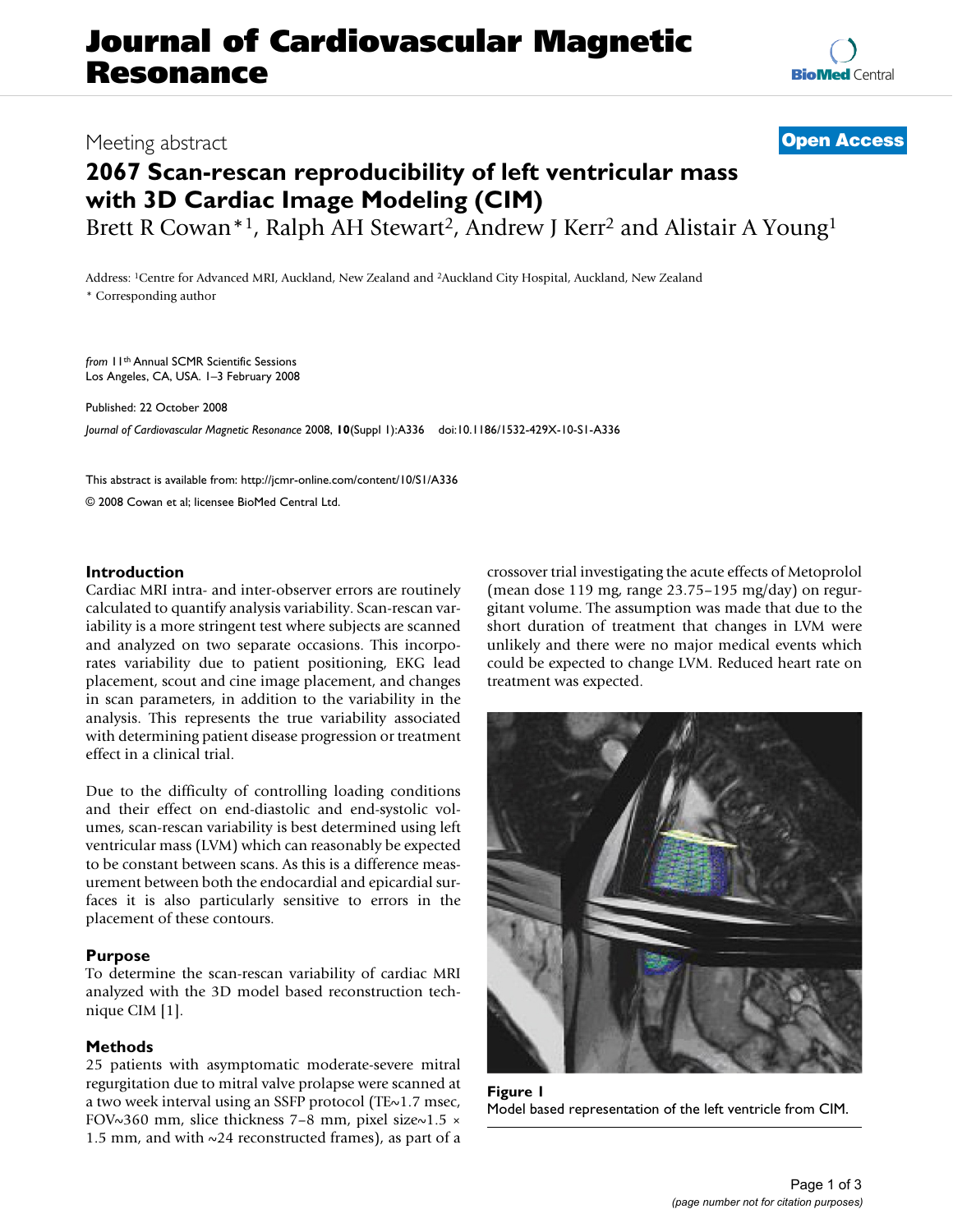Meeting abstract

# 2067 Scan-rescan reproducibility of left ventricular mass with 3D Cardiac Image Modeling (CIM)

Brett R Cowan*[1], Ralph AH Stewart[2], Andrew J Kerr[2] and Alistair A Young[1]

Address: [1]Centre for Advanced MRI, Auckland, New Zealand and [2]Auckland City Hospital, Auckland, New Zealand

* Corresponding author

*from* 11th Annual SCMR Scientific Sessions
Los Angeles, CA, USA. 1–3 February 2008

Published: 22 October 2008

*Journal of Cardiovascular Magnetic Resonance* 2008, **10**(Suppl 1):A336 doi:10.1186/1532-429X-10-S1-A336

This abstract is available from: http://jcmr-online.com/content/10/S1/A336

© 2008 Cowan et al; licensee BioMed Central Ltd.

## Introduction

Cardiac MRI intra- and inter-observer errors are routinely calculated to quantify analysis variability. Scan-rescan variability is a more stringent test where subjects are scanned and analyzed on two separate occasions. This incorporates variability due to patient positioning, EKG lead placement, scout and cine image placement, and changes in scan parameters, in addition to the variability in the analysis. This represents the true variability associated with determining patient disease progression or treatment effect in a clinical trial.

Due to the difficulty of controlling loading conditions and their effect on end-diastolic and end-systolic volumes, scan-rescan variability is best determined using left ventricular mass (LVM) which can reasonably be expected to be constant between scans. As this is a difference measurement between both the endocardial and epicardial surfaces it is also particularly sensitive to errors in the placement of these contours.

## Purpose

To determine the scan-rescan variability of cardiac MRI analyzed with the 3D model based reconstruction technique CIM [1].

## Methods

25 patients with asymptomatic moderate-severe mitral regurgitation due to mitral valve prolapse were scanned at a two week interval using an SSFP protocol (TE~1.7 msec, FOV~360 mm, slice thickness 7–8 mm, pixel size~1.5 × 1.5 mm, and with ~24 reconstructed frames), as part of a crossover trial investigating the acute effects of Metoprolol (mean dose 119 mg, range 23.75–195 mg/day) on regurgitant volume. The assumption was made that due to the short duration of treatment that changes in LVM were unlikely and there were no major medical events which could be expected to change LVM. Reduced heart rate on treatment was expected.

**Figure 1**
Model based representation of the left ventricle from CIM.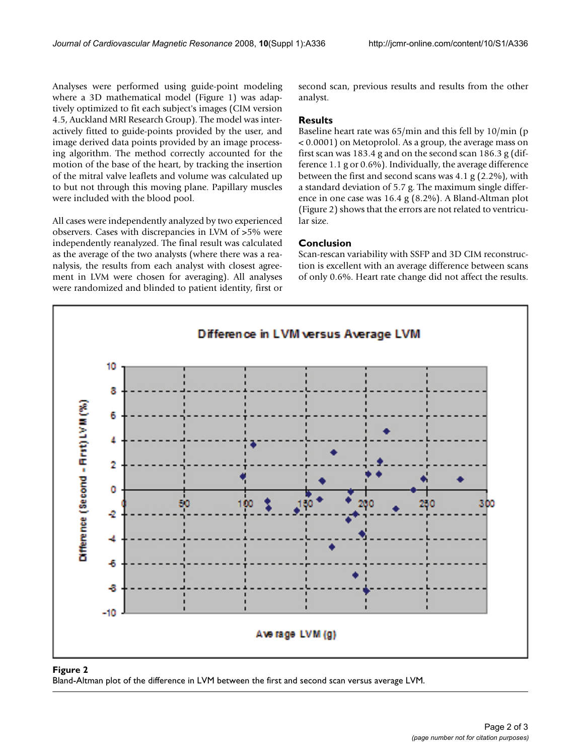Analyses were performed using guide-point modeling where a 3D mathematical model (Figure 1) was adaptively optimized to fit each subject's images (CIM version 4.5, Auckland MRI Research Group). The model was interactively fitted to guide-points provided by the user, and image derived data points provided by an image processing algorithm. The method correctly accounted for the motion of the base of the heart, by tracking the insertion of the mitral valve leaflets and volume was calculated up to but not through this moving plane. Papillary muscles were included with the blood pool.

All cases were independently analyzed by two experienced observers. Cases with discrepancies in LVM of >5% were independently reanalyzed. The final result was calculated as the average of the two analysts (where there was a reanalysis, the results from each analyst with closest agreement in LVM were chosen for averaging). All analyses were randomized and blinded to patient identity, first or second scan, previous results and results from the other analyst.

## Results

Baseline heart rate was 65/min and this fell by 10/min ($p < 0.0001$) on Metoprolol. As a group, the average mass on first scan was 183.4 g and on the second scan 186.3 g (difference 1.1 g or 0.6%). Individually, the average difference between the first and second scans was 4.1 g (2.2%), with a standard deviation of 5.7 g. The maximum single difference in one case was 16.4 g (8.2%). A Bland-Altman plot (Figure 2) shows that the errors are not related to ventricular size.

## Conclusion

Scan-rescan variability with SSFP and 3D CIM reconstruction is excellent with an average difference between scans of only 0.6%. Heart rate change did not affect the results.

Difference in LVM versus Average LVM

Difference (Second - First) LVM (%)

10
8
6
4
2
0
-2
-4
-6
-8
-10

0
50
100
150
200
250
300

Average LVM (g)

**Figure 2**
Bland-Altman plot of the difference in LVM between the first and second scan versus average LVM.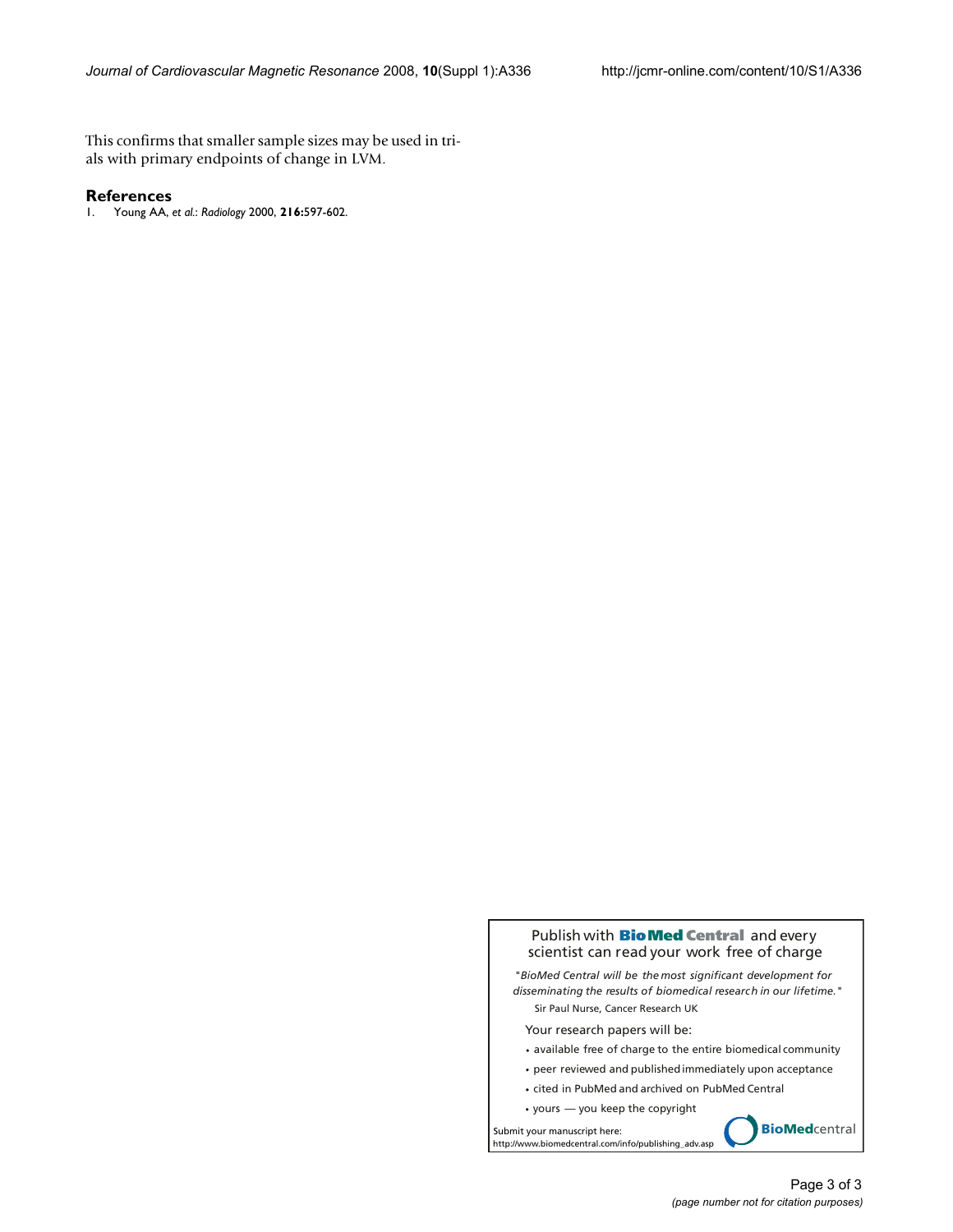This confirms that smaller sample sizes may be used in trials with primary endpoints of change in LVM.

## References

1. Young AA, *et al.*: *Radiology* 2000, **216:**597-602.

Publish with **BioMed Central** and every scientist can read your work free of charge

*"BioMed Central will be the most significant development for disseminating the results of biomedical research in our lifetime."*

Sir Paul Nurse, Cancer Research UK

Your research papers will be:

- available free of charge to the entire biomedical community
- peer reviewed and published immediately upon acceptance
- cited in PubMed and archived on PubMed Central
- yours — you keep the copyright

Submit your manuscript here:
http://www.biomedcentral.com/info/publishing_adv.asp

**BioMed**central